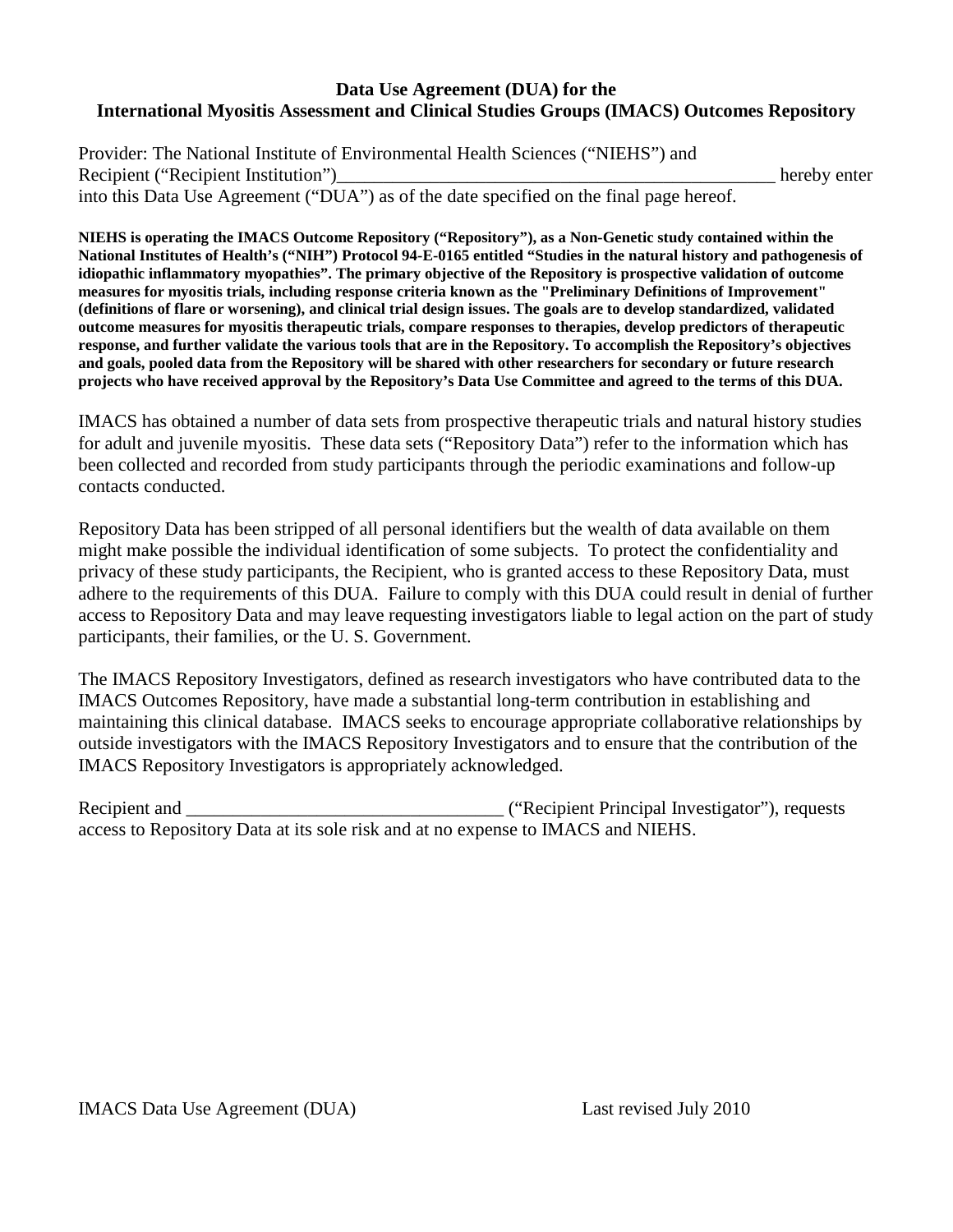# Data Use Agreement (DUA) for the International Myositis Assessment and Clinical Studies Groups (IMACS) Outcomes Repository

Provider: The National Institute of Environmental Health Sciences ("NIEHS") and Recipient ("Recipient Institution")_______________________________________________ hereby enter into this Data Use Agreement ("DUA") as of the date specified on the final page hereof.

**NIEHS is operating the IMACS Outcome Repository ("Repository"), as a Non-Genetic study contained within the National Institutes of Health's ("NIH") Protocol 94-E-0165 entitled "Studies in the natural history and pathogenesis of idiopathic inflammatory myopathies". The primary objective of the Repository is prospective validation of outcome measures for myositis trials, including response criteria known as the "Preliminary Definitions of Improvement" (definitions of flare or worsening), and clinical trial design issues. The goals are to develop standardized, validated outcome measures for myositis therapeutic trials, compare responses to therapies, develop predictors of therapeutic response, and further validate the various tools that are in the Repository. To accomplish the Repository's objectives and goals, pooled data from the Repository will be shared with other researchers for secondary or future research projects who have received approval by the Repository's Data Use Committee and agreed to the terms of this DUA.**

IMACS has obtained a number of data sets from prospective therapeutic trials and natural history studies for adult and juvenile myositis. These data sets ("Repository Data") refer to the information which has been collected and recorded from study participants through the periodic examinations and follow-up contacts conducted.

Repository Data has been stripped of all personal identifiers but the wealth of data available on them might make possible the individual identification of some subjects. To protect the confidentiality and privacy of these study participants, the Recipient, who is granted access to these Repository Data, must adhere to the requirements of this DUA. Failure to comply with this DUA could result in denial of further access to Repository Data and may leave requesting investigators liable to legal action on the part of study participants, their families, or the U. S. Government.

The IMACS Repository Investigators, defined as research investigators who have contributed data to the IMACS Outcomes Repository, have made a substantial long-term contribution in establishing and maintaining this clinical database. IMACS seeks to encourage appropriate collaborative relationships by outside investigators with the IMACS Repository Investigators and to ensure that the contribution of the IMACS Repository Investigators is appropriately acknowledged.

Recipient and _________________________________ ("Recipient Principal Investigator"), requests access to Repository Data at its sole risk and at no expense to IMACS and NIEHS.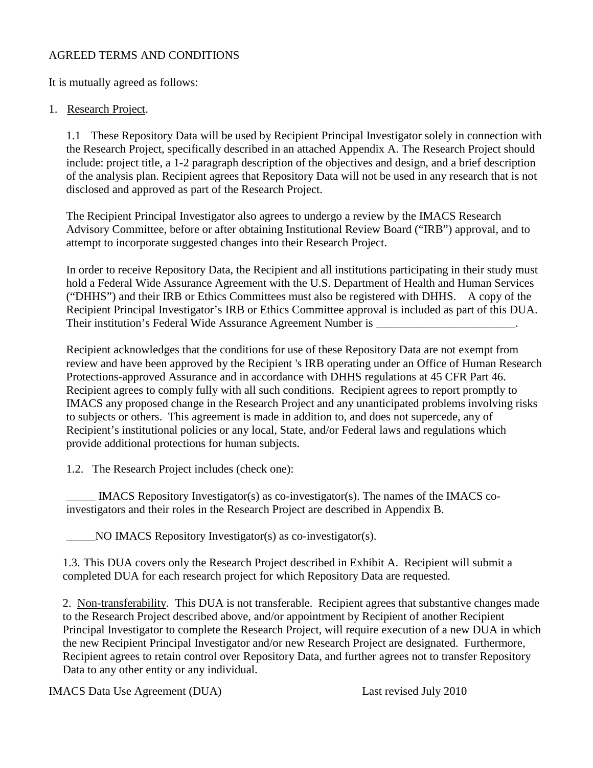AGREED TERMS AND CONDITIONS

It is mutually agreed as follows:

1. Research Project.

1.1 These Repository Data will be used by Recipient Principal Investigator solely in connection with the Research Project, specifically described in an attached Appendix A. The Research Project should include: project title, a 1-2 paragraph description of the objectives and design, and a brief description of the analysis plan. Recipient agrees that Repository Data will not be used in any research that is not disclosed and approved as part of the Research Project.

The Recipient Principal Investigator also agrees to undergo a review by the IMACS Research Advisory Committee, before or after obtaining Institutional Review Board ("IRB") approval, and to attempt to incorporate suggested changes into their Research Project.

In order to receive Repository Data, the Recipient and all institutions participating in their study must hold a Federal Wide Assurance Agreement with the U.S. Department of Health and Human Services ("DHHS") and their IRB or Ethics Committees must also be registered with DHHS. A copy of the Recipient Principal Investigator's IRB or Ethics Committee approval is included as part of this DUA. Their institution's Federal Wide Assurance Agreement Number is ________________________.

Recipient acknowledges that the conditions for use of these Repository Data are not exempt from review and have been approved by the Recipient 's IRB operating under an Office of Human Research Protections-approved Assurance and in accordance with DHHS regulations at 45 CFR Part 46. Recipient agrees to comply fully with all such conditions. Recipient agrees to report promptly to IMACS any proposed change in the Research Project and any unanticipated problems involving risks to subjects or others. This agreement is made in addition to, and does not supercede, any of Recipient's institutional policies or any local, State, and/or Federal laws and regulations which provide additional protections for human subjects.

1.2. The Research Project includes (check one):

_____ IMACS Repository Investigator(s) as co-investigator(s). The names of the IMACS co-investigators and their roles in the Research Project are described in Appendix B.

_____NO IMACS Repository Investigator(s) as co-investigator(s).

1.3. This DUA covers only the Research Project described in Exhibit A. Recipient will submit a completed DUA for each research project for which Repository Data are requested.

2. Non-transferability. This DUA is not transferable. Recipient agrees that substantive changes made to the Research Project described above, and/or appointment by Recipient of another Recipient Principal Investigator to complete the Research Project, will require execution of a new DUA in which the new Recipient Principal Investigator and/or new Research Project are designated. Furthermore, Recipient agrees to retain control over Repository Data, and further agrees not to transfer Repository Data to any other entity or any individual.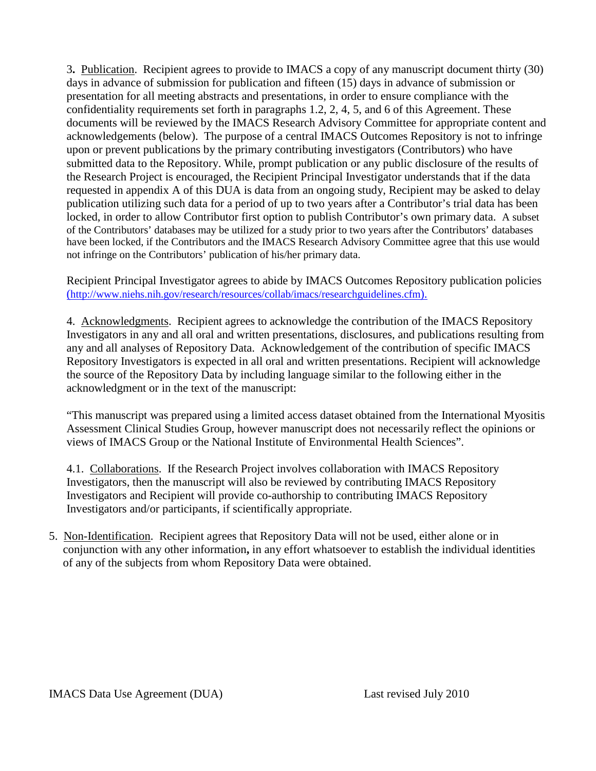3**.** Publication. Recipient agrees to provide to IMACS a copy of any manuscript document thirty (30) days in advance of submission for publication and fifteen (15) days in advance of submission or presentation for all meeting abstracts and presentations, in order to ensure compliance with the confidentiality requirements set forth in paragraphs 1.2, 2, 4, 5, and 6 of this Agreement. These documents will be reviewed by the IMACS Research Advisory Committee for appropriate content and acknowledgements (below). The purpose of a central IMACS Outcomes Repository is not to infringe upon or prevent publications by the primary contributing investigators (Contributors) who have submitted data to the Repository. While, prompt publication or any public disclosure of the results of the Research Project is encouraged, the Recipient Principal Investigator understands that if the data requested in appendix A of this DUA is data from an ongoing study, Recipient may be asked to delay publication utilizing such data for a period of up to two years after a Contributor's trial data has been locked, in order to allow Contributor first option to publish Contributor's own primary data. A subset of the Contributors' databases may be utilized for a study prior to two years after the Contributors' databases have been locked, if the Contributors and the IMACS Research Advisory Committee agree that this use would not infringe on the Contributors' publication of his/her primary data.

Recipient Principal Investigator agrees to abide by IMACS Outcomes Repository publication policies (http://www.niehs.nih.gov/research/resources/collab/imacs/researchguidelines.cfm).

4. Acknowledgments. Recipient agrees to acknowledge the contribution of the IMACS Repository Investigators in any and all oral and written presentations, disclosures, and publications resulting from any and all analyses of Repository Data. Acknowledgement of the contribution of specific IMACS Repository Investigators is expected in all oral and written presentations. Recipient will acknowledge the source of the Repository Data by including language similar to the following either in the acknowledgment or in the text of the manuscript:

"This manuscript was prepared using a limited access dataset obtained from the International Myositis Assessment Clinical Studies Group, however manuscript does not necessarily reflect the opinions or views of IMACS Group or the National Institute of Environmental Health Sciences".

4.1. Collaborations. If the Research Project involves collaboration with IMACS Repository Investigators, then the manuscript will also be reviewed by contributing IMACS Repository Investigators and Recipient will provide co-authorship to contributing IMACS Repository Investigators and/or participants, if scientifically appropriate.

5. Non-Identification. Recipient agrees that Repository Data will not be used, either alone or in conjunction with any other information**,** in any effort whatsoever to establish the individual identities of any of the subjects from whom Repository Data were obtained.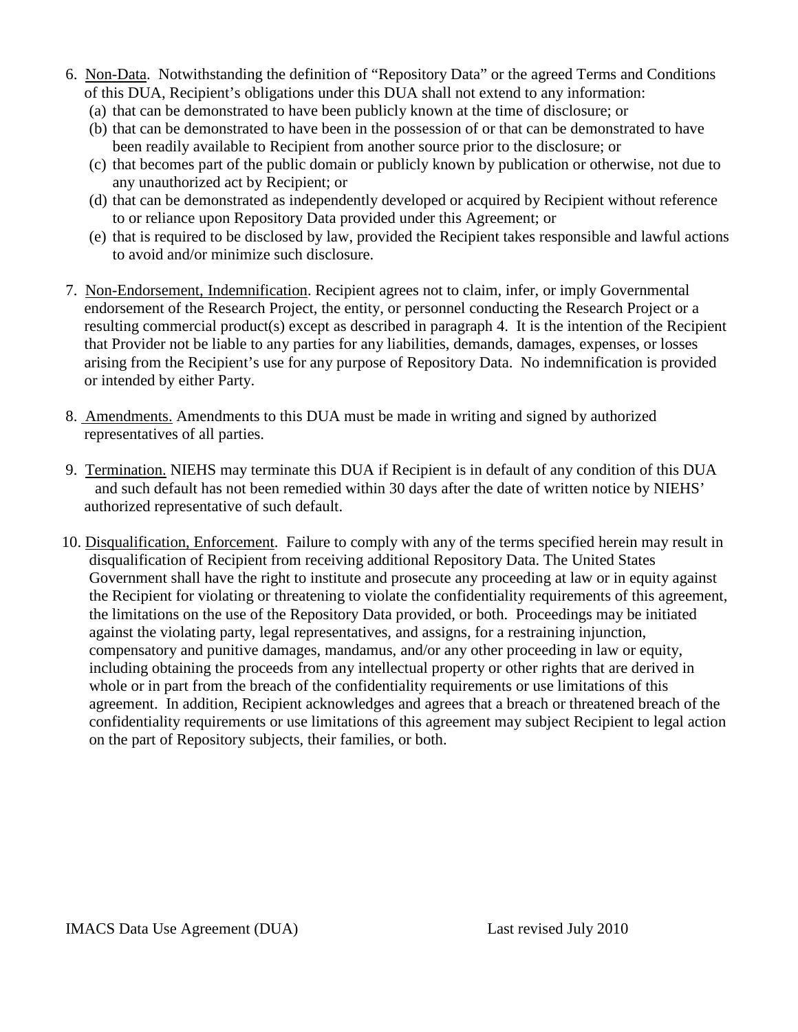6. Non-Data. Notwithstanding the definition of "Repository Data" or the agreed Terms and Conditions of this DUA, Recipient's obligations under this DUA shall not extend to any information:
   (a) that can be demonstrated to have been publicly known at the time of disclosure; or
   (b) that can be demonstrated to have been in the possession of or that can be demonstrated to have been readily available to Recipient from another source prior to the disclosure; or
   (c) that becomes part of the public domain or publicly known by publication or otherwise, not due to any unauthorized act by Recipient; or
   (d) that can be demonstrated as independently developed or acquired by Recipient without reference to or reliance upon Repository Data provided under this Agreement; or
   (e) that is required to be disclosed by law, provided the Recipient takes responsible and lawful actions to avoid and/or minimize such disclosure.

7. Non-Endorsement, Indemnification. Recipient agrees not to claim, infer, or imply Governmental endorsement of the Research Project, the entity, or personnel conducting the Research Project or a resulting commercial product(s) except as described in paragraph 4. It is the intention of the Recipient that Provider not be liable to any parties for any liabilities, demands, damages, expenses, or losses arising from the Recipient's use for any purpose of Repository Data. No indemnification is provided or intended by either Party.

8. Amendments. Amendments to this DUA must be made in writing and signed by authorized representatives of all parties.

9. Termination. NIEHS may terminate this DUA if Recipient is in default of any condition of this DUA and such default has not been remedied within 30 days after the date of written notice by NIEHS' authorized representative of such default.

10. Disqualification, Enforcement. Failure to comply with any of the terms specified herein may result in disqualification of Recipient from receiving additional Repository Data. The United States Government shall have the right to institute and prosecute any proceeding at law or in equity against the Recipient for violating or threatening to violate the confidentiality requirements of this agreement, the limitations on the use of the Repository Data provided, or both. Proceedings may be initiated against the violating party, legal representatives, and assigns, for a restraining injunction, compensatory and punitive damages, mandamus, and/or any other proceeding in law or equity, including obtaining the proceeds from any intellectual property or other rights that are derived in whole or in part from the breach of the confidentiality requirements or use limitations of this agreement. In addition, Recipient acknowledges and agrees that a breach or threatened breach of the confidentiality requirements or use limitations of this agreement may subject Recipient to legal action on the part of Repository subjects, their families, or both.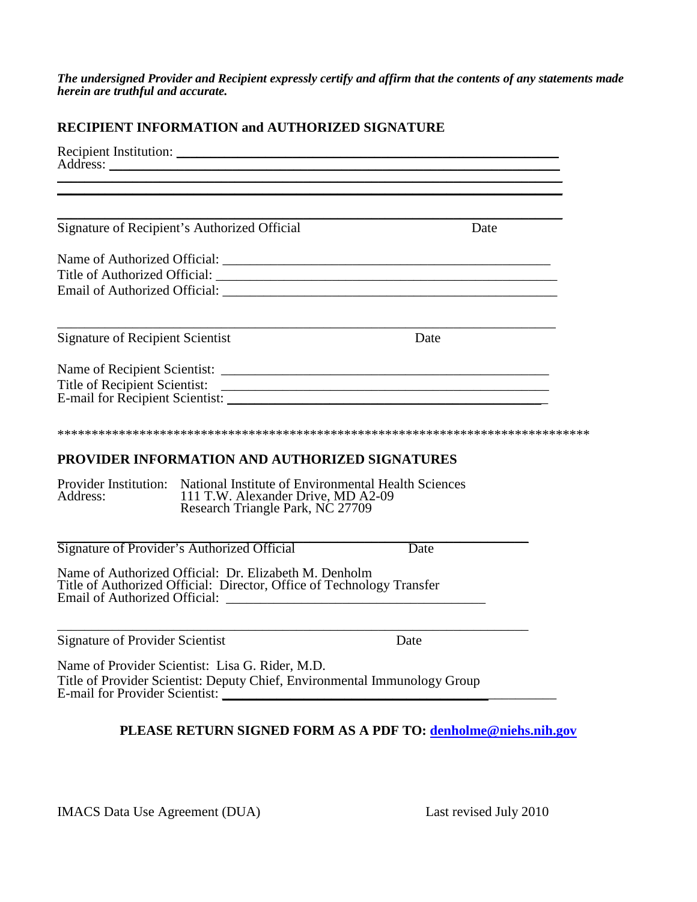***The undersigned Provider and Recipient expressly certify and affirm that the contents of any statements made herein are truthful and accurate.***

## RECIPIENT INFORMATION and AUTHORIZED SIGNATURE

Recipient Institution: ______________________________________________
Address: ______________________________________________________
______________________________________________________________
______________________________________________________________

______________________________________________________________
Signature of Recipient's Authorized Official                                        Date

Name of Authorized Official: ___________________________________________
Title of Authorized Official: ____________________________________________
Email of Authorized Official: ___________________________________________

______________________________________________________________
Signature of Recipient Scientist                                        Date

Name of Recipient Scientist: ___________________________________________
Title of Recipient Scientist: ___________________________________________
E-mail for Recipient Scientist: _________________________________________

*******************************************************************************

## PROVIDER INFORMATION AND AUTHORIZED SIGNATURES

Provider Institution: National Institute of Environmental Health Sciences
Address: 111 T.W. Alexander Drive, MD A2-09
Research Triangle Park, NC 27709

______________________________________________________________
Signature of Provider's Authorized Official                                        Date

Name of Authorized Official: Dr. Elizabeth M. Denholm
Title of Authorized Official: Director, Office of Technology Transfer
Email of Authorized Official: _________________________________

______________________________________________________________
Signature of Provider Scientist                                        Date

Name of Provider Scientist: Lisa G. Rider, M.D.
Title of Provider Scientist: Deputy Chief, Environmental Immunology Group
E-mail for Provider Scientist: ___________________________________

**PLEASE RETURN SIGNED FORM AS A PDF TO: [denholme@niehs.nih.gov](mailto:denholme@niehs.nih.gov)**

IMACS Data Use Agreement (DUA)                                        Last revised July 2010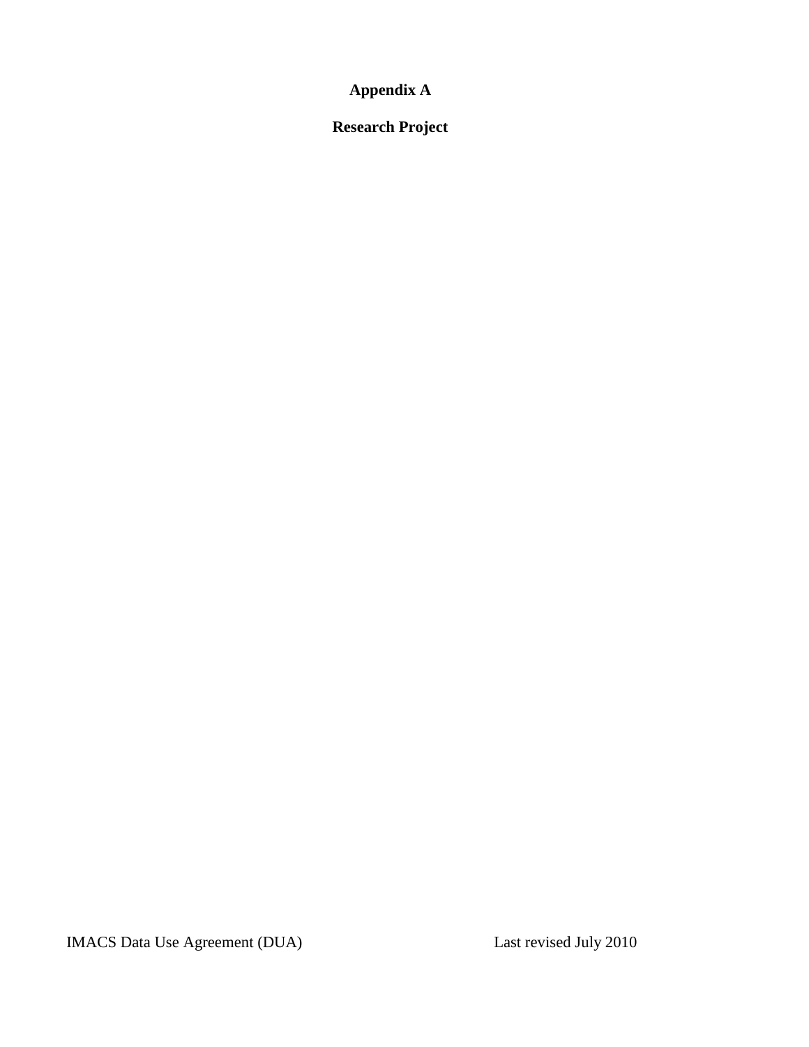# Appendix A

## Research Project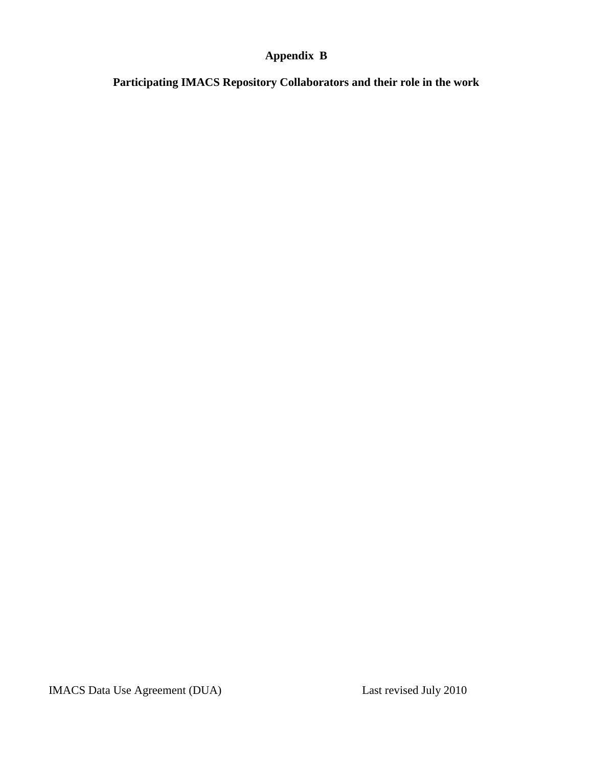# Appendix B

## Participating IMACS Repository Collaborators and their role in the work